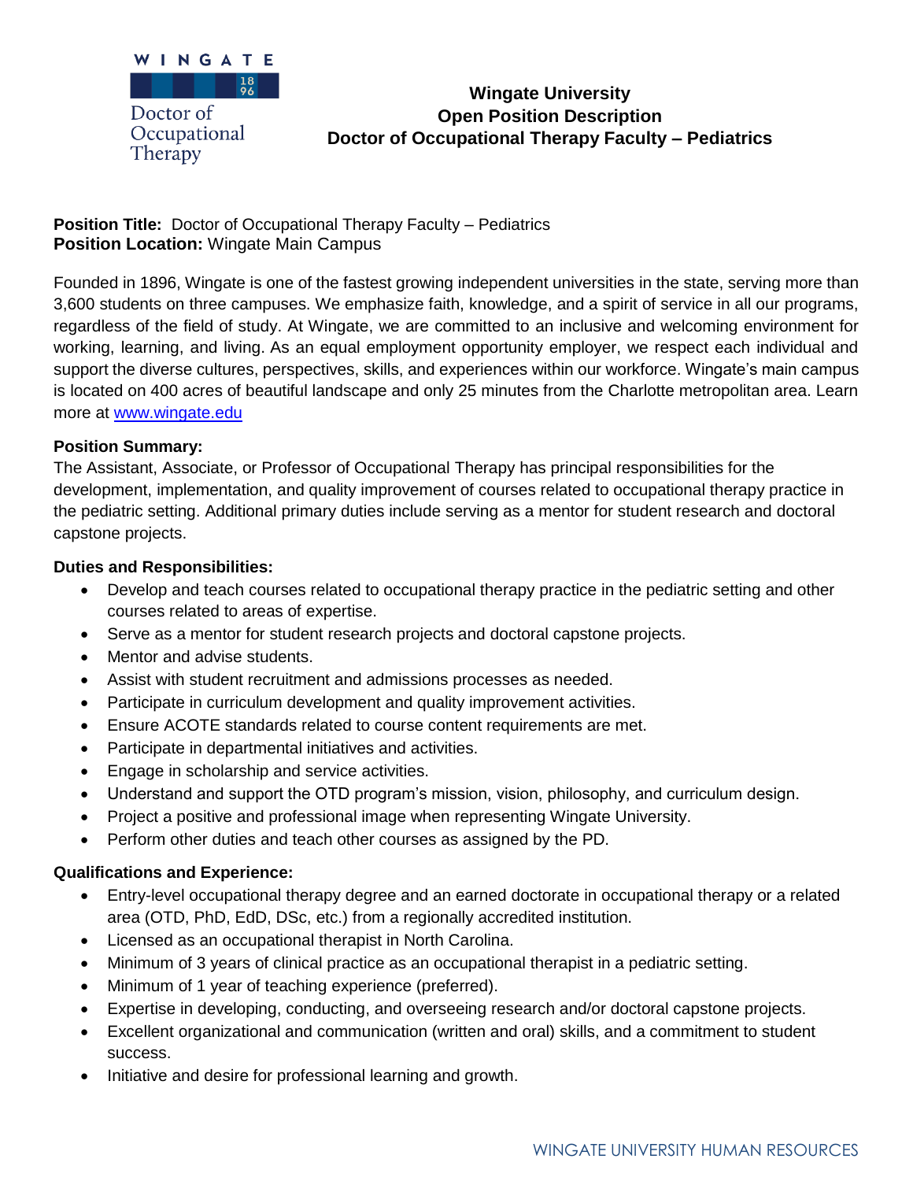WINGATE 1896

Doctor of Occupational Therapy

# Wingate University
## Open Position Description
## Doctor of Occupational Therapy Faculty – Pediatrics

**Position Title:** Doctor of Occupational Therapy Faculty – Pediatrics
**Position Location:** Wingate Main Campus

Founded in 1896, Wingate is one of the fastest growing independent universities in the state, serving more than 3,600 students on three campuses. We emphasize faith, knowledge, and a spirit of service in all our programs, regardless of the field of study. At Wingate, we are committed to an inclusive and welcoming environment for working, learning, and living. As an equal employment opportunity employer, we respect each individual and support the diverse cultures, perspectives, skills, and experiences within our workforce. Wingate's main campus is located on 400 acres of beautiful landscape and only 25 minutes from the Charlotte metropolitan area. Learn more at www.wingate.edu

**Position Summary:**
The Assistant, Associate, or Professor of Occupational Therapy has principal responsibilities for the development, implementation, and quality improvement of courses related to occupational therapy practice in the pediatric setting. Additional primary duties include serving as a mentor for student research and doctoral capstone projects.

**Duties and Responsibilities:**

- Develop and teach courses related to occupational therapy practice in the pediatric setting and other courses related to areas of expertise.
- Serve as a mentor for student research projects and doctoral capstone projects.
- Mentor and advise students.
- Assist with student recruitment and admissions processes as needed.
- Participate in curriculum development and quality improvement activities.
- Ensure ACOTE standards related to course content requirements are met.
- Participate in departmental initiatives and activities.
- Engage in scholarship and service activities.
- Understand and support the OTD program's mission, vision, philosophy, and curriculum design.
- Project a positive and professional image when representing Wingate University.
- Perform other duties and teach other courses as assigned by the PD.

**Qualifications and Experience:**

- Entry-level occupational therapy degree and an earned doctorate in occupational therapy or a related area (OTD, PhD, EdD, DSc, etc.) from a regionally accredited institution.
- Licensed as an occupational therapist in North Carolina.
- Minimum of 3 years of clinical practice as an occupational therapist in a pediatric setting.
- Minimum of 1 year of teaching experience (preferred).
- Expertise in developing, conducting, and overseeing research and/or doctoral capstone projects.
- Excellent organizational and communication (written and oral) skills, and a commitment to student success.
- Initiative and desire for professional learning and growth.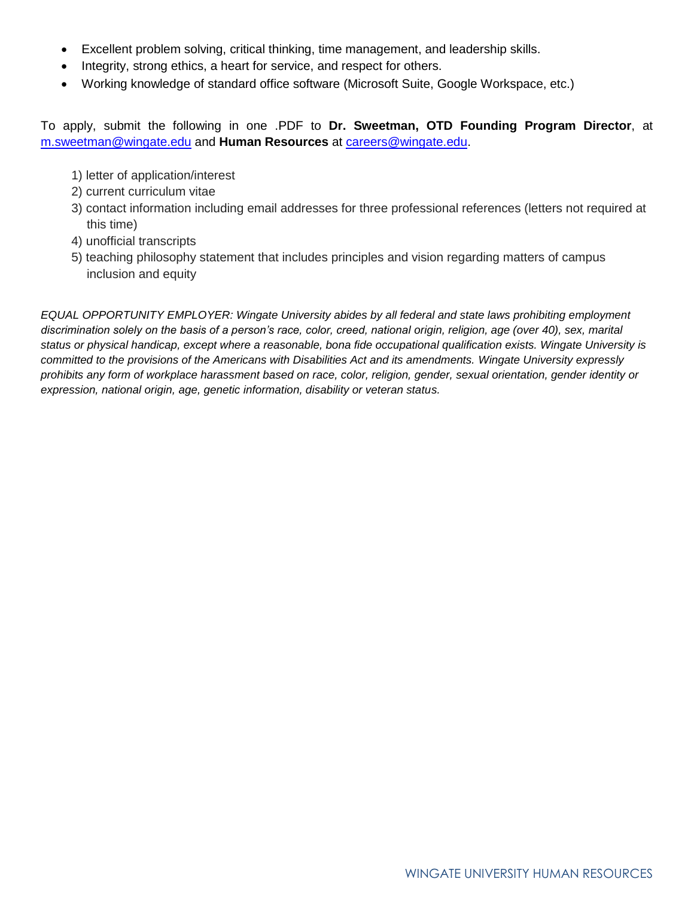- Excellent problem solving, critical thinking, time management, and leadership skills.
- Integrity, strong ethics, a heart for service, and respect for others.
- Working knowledge of standard office software (Microsoft Suite, Google Workspace, etc.)

To apply, submit the following in one .PDF to **Dr. Sweetman, OTD Founding Program Director**, at m.sweetman@wingate.edu and **Human Resources** at careers@wingate.edu.

1) letter of application/interest
2) current curriculum vitae
3) contact information including email addresses for three professional references (letters not required at this time)
4) unofficial transcripts
5) teaching philosophy statement that includes principles and vision regarding matters of campus inclusion and equity

*EQUAL OPPORTUNITY EMPLOYER: Wingate University abides by all federal and state laws prohibiting employment discrimination solely on the basis of a person's race, color, creed, national origin, religion, age (over 40), sex, marital status or physical handicap, except where a reasonable, bona fide occupational qualification exists. Wingate University is committed to the provisions of the Americans with Disabilities Act and its amendments. Wingate University expressly prohibits any form of workplace harassment based on race, color, religion, gender, sexual orientation, gender identity or expression, national origin, age, genetic information, disability or veteran status.*